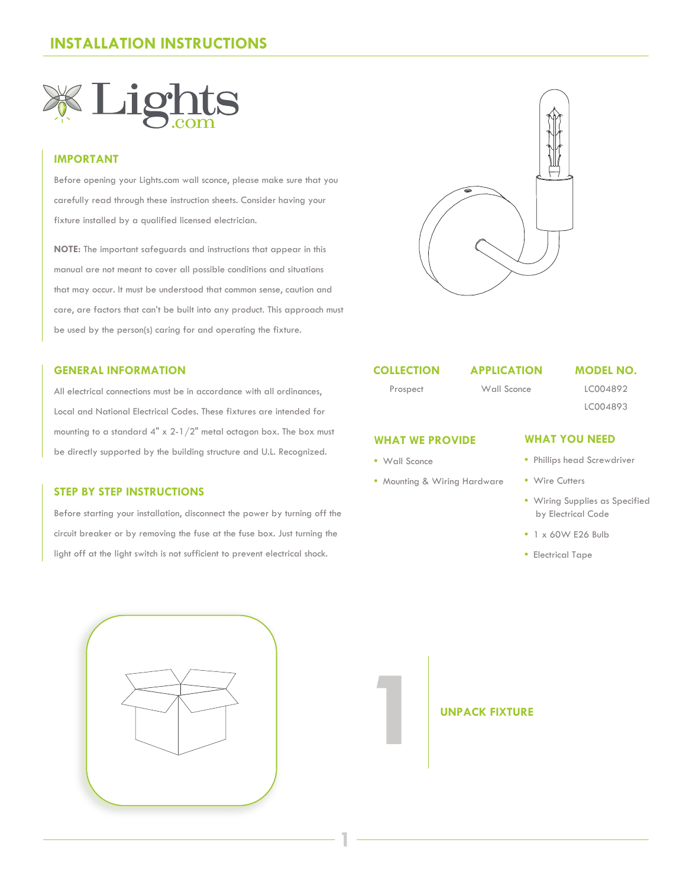# INSTALLATION INSTRUCTIONS

Lights.com

## IMPORTANT

Before opening your Lights.com wall sconce, please make sure that you carefully read through these instruction sheets. Consider having your fixture installed by a qualified licensed electrician.

**NOTE:** The important safeguards and instructions that appear in this manual are not meant to cover all possible conditions and situations that may occur. It must be understood that common sense, caution and care, are factors that can't be built into any product. This approach must be used by the person(s) caring for and operating the fixture.

## GENERAL INFORMATION

All electrical connections must be in accordance with all ordinances, Local and National Electrical Codes. These fixtures are intended for mounting to a standard 4" x 2-1/2" metal octagon box. The box must be directly supported by the building structure and U.L. Recognized.

## STEP BY STEP INSTRUCTIONS

Before starting your installation, disconnect the power by turning off the circuit breaker or by removing the fuse at the fuse box. Just turning the light off at the light switch is not sufficient to prevent electrical shock.

| COLLECTION | APPLICATION | MODEL NO. |
| --- | --- | --- |
| Prospect | Wall Sconce | LC004892 |
| | | LC004893 |

## WHAT WE PROVIDE

- Wall Sconce
- Mounting & Wiring Hardware

## WHAT YOU NEED

- Phillips head Screwdriver
- Wire Cutters
- Wiring Supplies as Specified by Electrical Code
- 1 x 60W E26 Bulb
- Electrical Tape

1

## UNPACK FIXTURE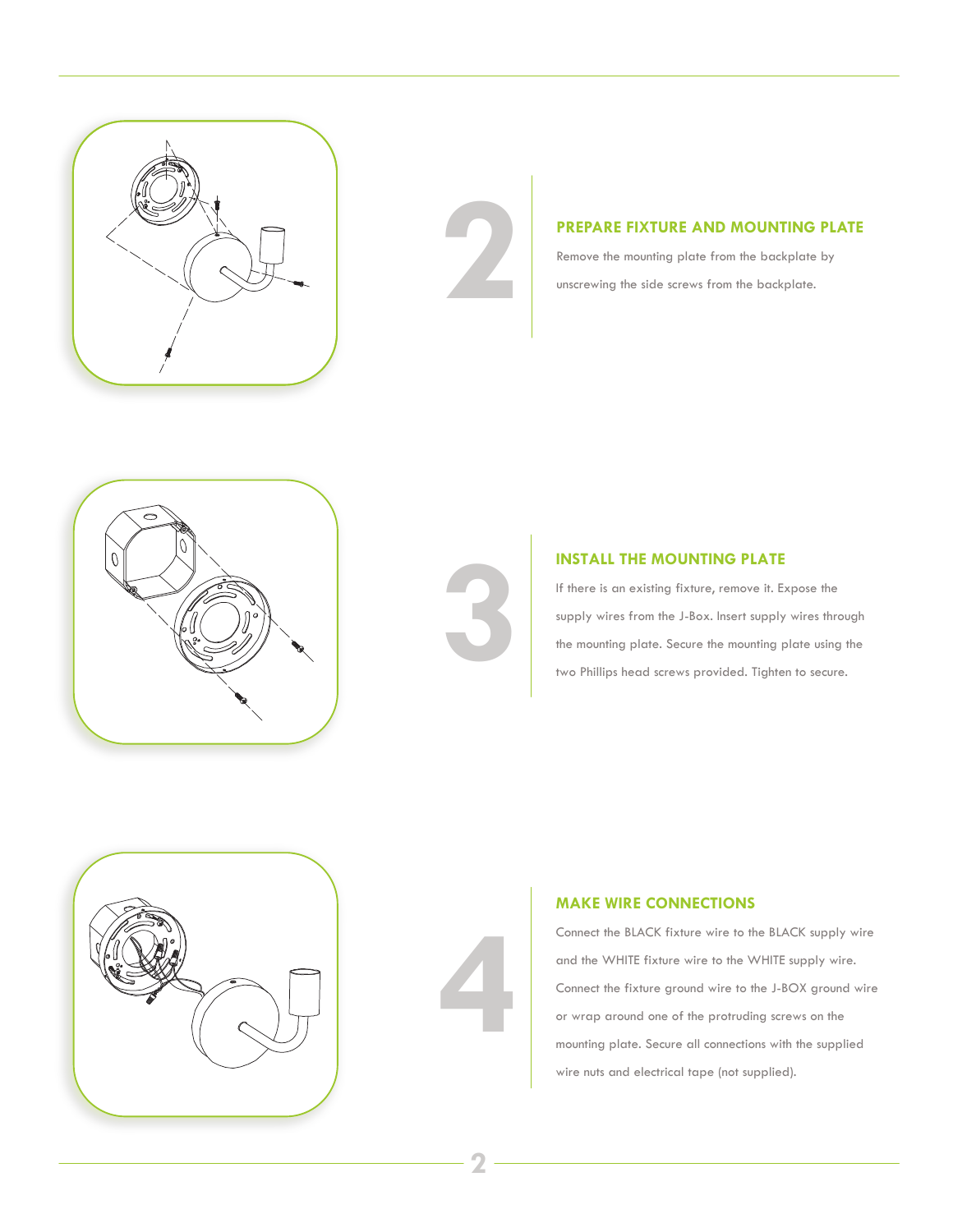## 2 PREPARE FIXTURE AND MOUNTING PLATE

Remove the mounting plate from the backplate by unscrewing the side screws from the backplate.

## 3 INSTALL THE MOUNTING PLATE

If there is an existing fixture, remove it. Expose the supply wires from the J-Box. Insert supply wires through the mounting plate. Secure the mounting plate using the two Phillips head screws provided. Tighten to secure.

## 4 MAKE WIRE CONNECTIONS

Connect the BLACK fixture wire to the BLACK supply wire and the WHITE fixture wire to the WHITE supply wire. Connect the fixture ground wire to the J-BOX ground wire or wrap around one of the protruding screws on the mounting plate. Secure all connections with the supplied wire nuts and electrical tape (not supplied).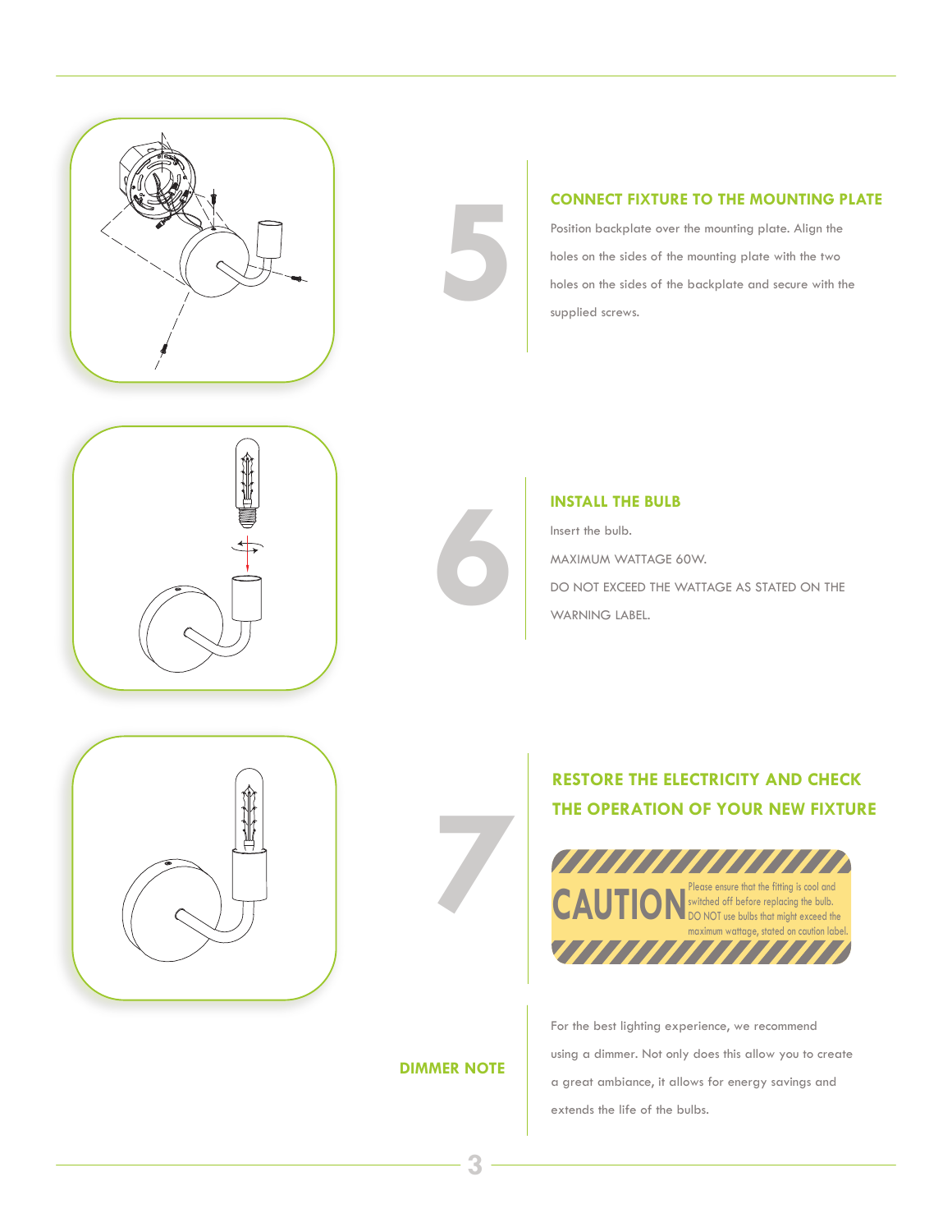## 5 CONNECT FIXTURE TO THE MOUNTING PLATE

Position backplate over the mounting plate. Align the holes on the sides of the mounting plate with the two holes on the sides of the backplate and secure with the supplied screws.

## 6 INSTALL THE BULB

Insert the bulb.

MAXIMUM WATTAGE 60W.

DO NOT EXCEED THE WATTAGE AS STATED ON THE WARNING LABEL.

## 7 RESTORE THE ELECTRICITY AND CHECK THE OPERATION OF YOUR NEW FIXTURE

**CAUTION** Please ensure that the fitting is cool and switched off before replacing the bulb. DO NOT use bulbs that might exceed the maximum wattage, stated on caution label.

### DIMMER NOTE

For the best lighting experience, we recommend using a dimmer. Not only does this allow you to create a great ambiance, it allows for energy savings and extends the life of the bulbs.